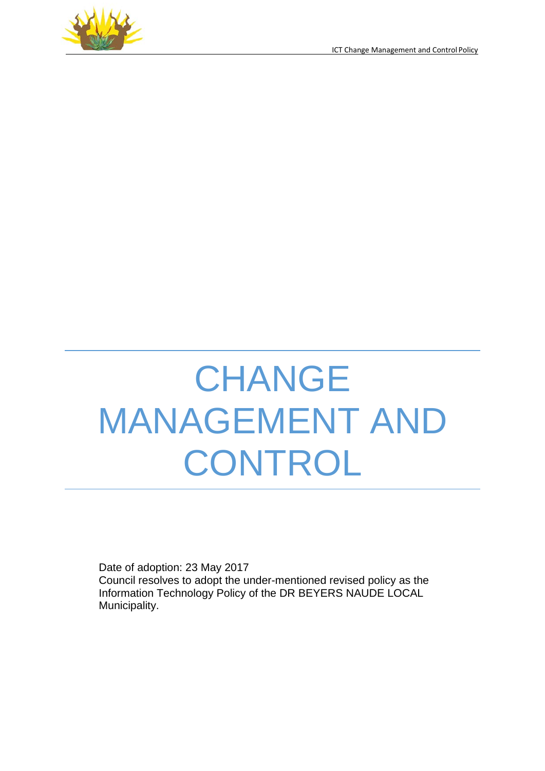# CHANGE MANAGEMENT AND CONTROL

Date of adoption: 23 May 2017
Council resolves to adopt the under-mentioned revised policy as the Information Technology Policy of the DR BEYERS NAUDE LOCAL Municipality.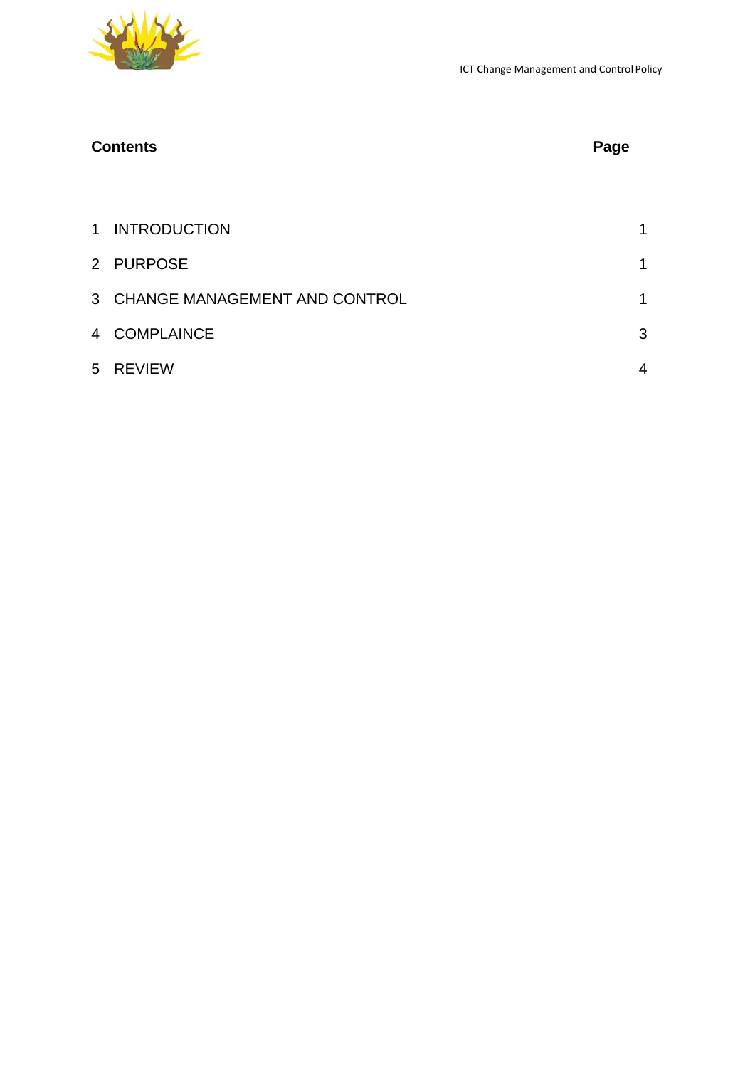**Contents** **Page**

| | | |
|---|---|---|
| 1 | INTRODUCTION | 1 |
| 2 | PURPOSE | 1 |
| 3 | CHANGE MANAGEMENT AND CONTROL | 1 |
| 4 | COMPLAINCE | 3 |
| 5 | REVIEW | 4 |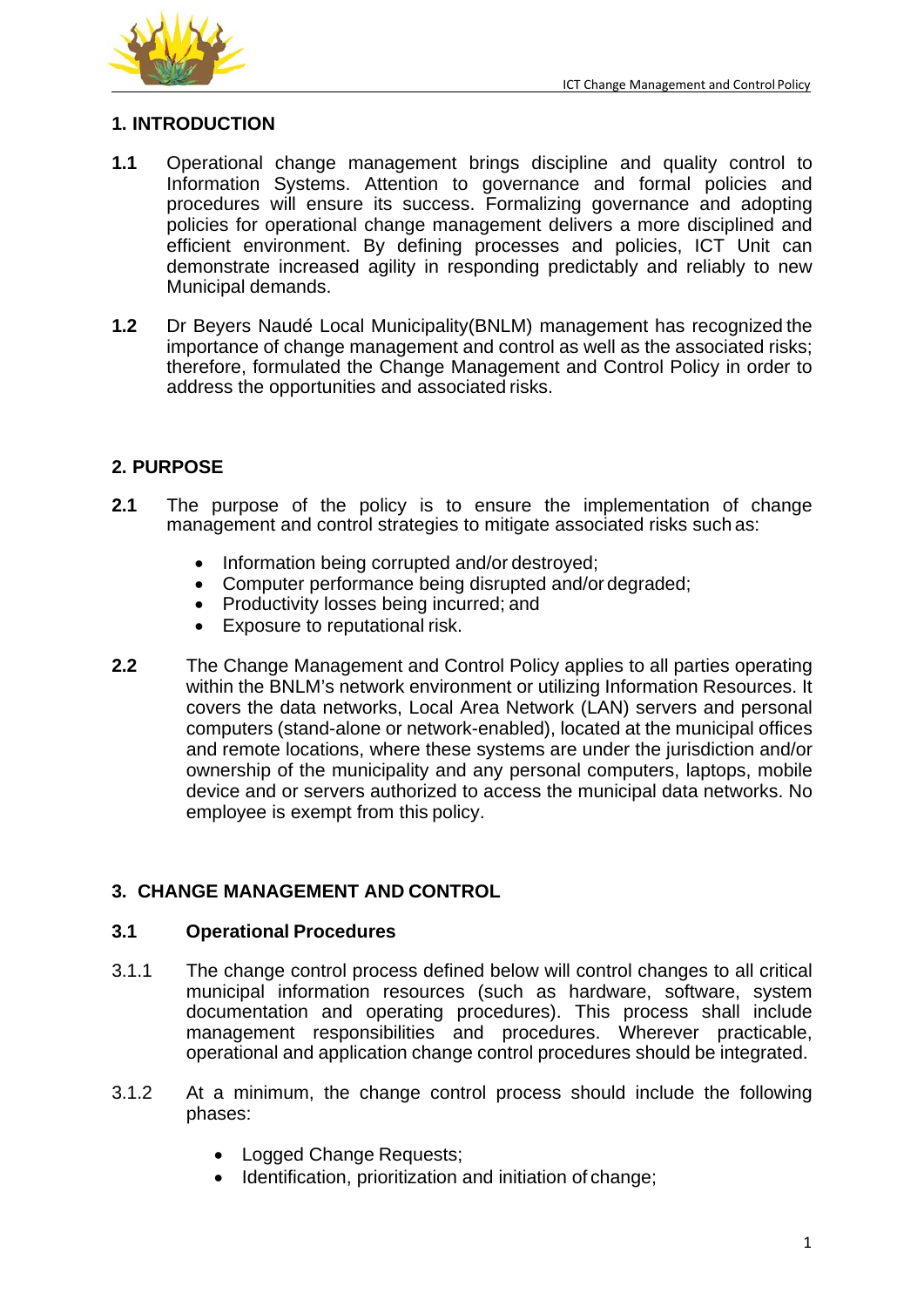## 1. INTRODUCTION

**1.1** Operational change management brings discipline and quality control to Information Systems. Attention to governance and formal policies and procedures will ensure its success. Formalizing governance and adopting policies for operational change management delivers a more disciplined and efficient environment. By defining processes and policies, ICT Unit can demonstrate increased agility in responding predictably and reliably to new Municipal demands.

**1.2** Dr Beyers Naudé Local Municipality(BNLM) management has recognized the importance of change management and control as well as the associated risks; therefore, formulated the Change Management and Control Policy in order to address the opportunities and associated risks.

## 2. PURPOSE

**2.1** The purpose of the policy is to ensure the implementation of change management and control strategies to mitigate associated risks such as:

- Information being corrupted and/or destroyed;
- Computer performance being disrupted and/or degraded;
- Productivity losses being incurred; and
- Exposure to reputational risk.

**2.2** The Change Management and Control Policy applies to all parties operating within the BNLM's network environment or utilizing Information Resources. It covers the data networks, Local Area Network (LAN) servers and personal computers (stand-alone or network-enabled), located at the municipal offices and remote locations, where these systems are under the jurisdiction and/or ownership of the municipality and any personal computers, laptops, mobile device and or servers authorized to access the municipal data networks. No employee is exempt from this policy.

## 3. CHANGE MANAGEMENT AND CONTROL

### 3.1 Operational Procedures

3.1.1 The change control process defined below will control changes to all critical municipal information resources (such as hardware, software, system documentation and operating procedures). This process shall include management responsibilities and procedures. Wherever practicable, operational and application change control procedures should be integrated.

3.1.2 At a minimum, the change control process should include the following phases:

- Logged Change Requests;
- Identification, prioritization and initiation of change;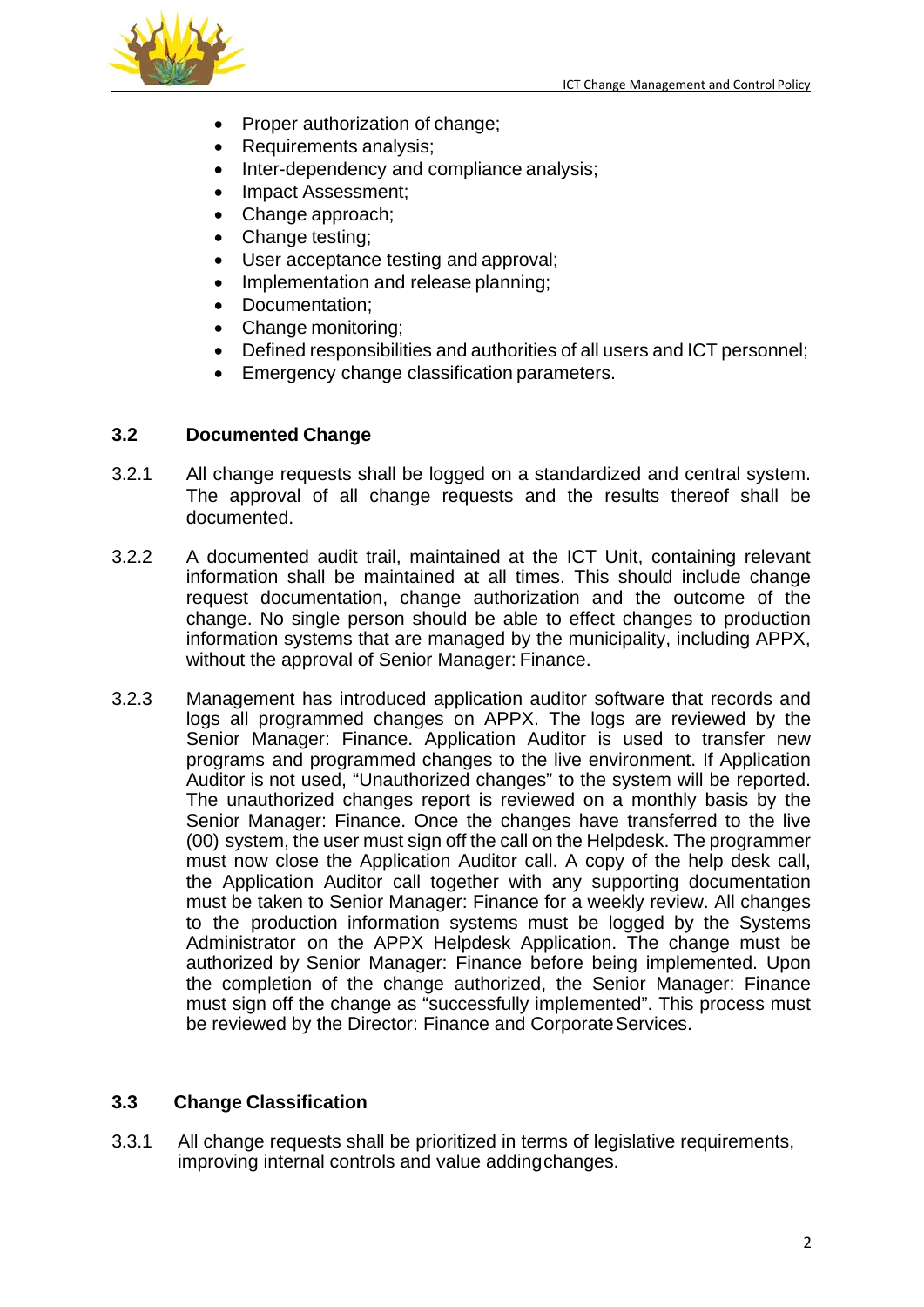- Proper authorization of change;
- Requirements analysis;
- Inter-dependency and compliance analysis;
- Impact Assessment;
- Change approach;
- Change testing;
- User acceptance testing and approval;
- Implementation and release planning;
- Documentation;
- Change monitoring;
- Defined responsibilities and authorities of all users and ICT personnel;
- Emergency change classification parameters.

### 3.2 Documented Change

3.2.1 All change requests shall be logged on a standardized and central system. The approval of all change requests and the results thereof shall be documented.

3.2.2 A documented audit trail, maintained at the ICT Unit, containing relevant information shall be maintained at all times. This should include change request documentation, change authorization and the outcome of the change. No single person should be able to effect changes to production information systems that are managed by the municipality, including APPX, without the approval of Senior Manager: Finance.

3.2.3 Management has introduced application auditor software that records and logs all programmed changes on APPX. The logs are reviewed by the Senior Manager: Finance. Application Auditor is used to transfer new programs and programmed changes to the live environment. If Application Auditor is not used, "Unauthorized changes" to the system will be reported. The unauthorized changes report is reviewed on a monthly basis by the Senior Manager: Finance. Once the changes have transferred to the live (00) system, the user must sign off the call on the Helpdesk. The programmer must now close the Application Auditor call. A copy of the help desk call, the Application Auditor call together with any supporting documentation must be taken to Senior Manager: Finance for a weekly review. All changes to the production information systems must be logged by the Systems Administrator on the APPX Helpdesk Application. The change must be authorized by Senior Manager: Finance before being implemented. Upon the completion of the change authorized, the Senior Manager: Finance must sign off the change as "successfully implemented". This process must be reviewed by the Director: Finance and Corporate Services.

### 3.3 Change Classification

3.3.1 All change requests shall be prioritized in terms of legislative requirements, improving internal controls and value adding changes.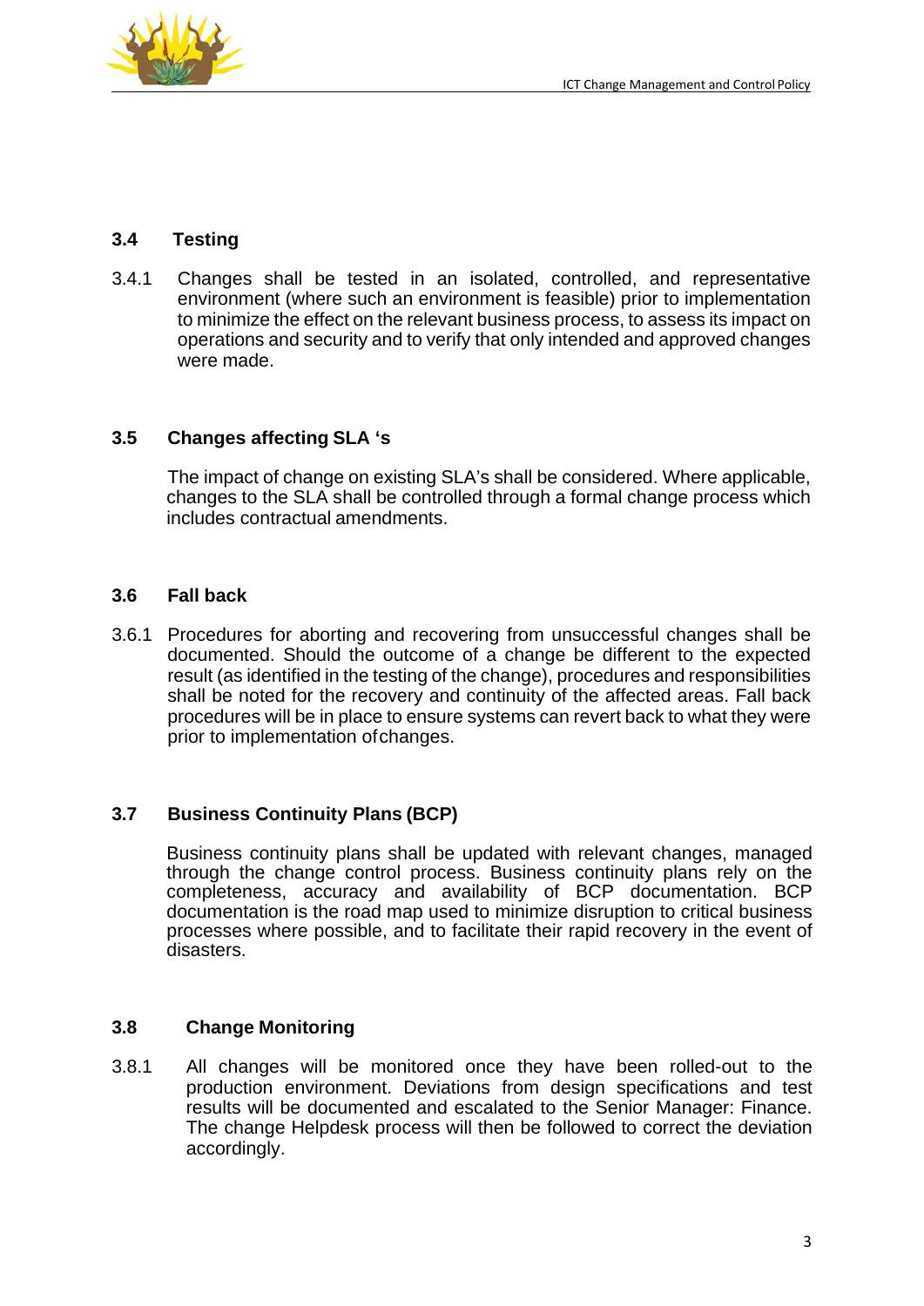### 3.4 Testing

3.4.1 Changes shall be tested in an isolated, controlled, and representative environment (where such an environment is feasible) prior to implementation to minimize the effect on the relevant business process, to assess its impact on operations and security and to verify that only intended and approved changes were made.

### 3.5 Changes affecting SLA 's

The impact of change on existing SLA's shall be considered. Where applicable, changes to the SLA shall be controlled through a formal change process which includes contractual amendments.

### 3.6 Fall back

3.6.1 Procedures for aborting and recovering from unsuccessful changes shall be documented. Should the outcome of a change be different to the expected result (as identified in the testing of the change), procedures and responsibilities shall be noted for the recovery and continuity of the affected areas. Fall back procedures will be in place to ensure systems can revert back to what they were prior to implementation ofchanges.

### 3.7 Business Continuity Plans (BCP)

Business continuity plans shall be updated with relevant changes, managed through the change control process. Business continuity plans rely on the completeness, accuracy and availability of BCP documentation. BCP documentation is the road map used to minimize disruption to critical business processes where possible, and to facilitate their rapid recovery in the event of disasters.

### 3.8 Change Monitoring

3.8.1 All changes will be monitored once they have been rolled-out to the production environment. Deviations from design specifications and test results will be documented and escalated to the Senior Manager: Finance. The change Helpdesk process will then be followed to correct the deviation accordingly.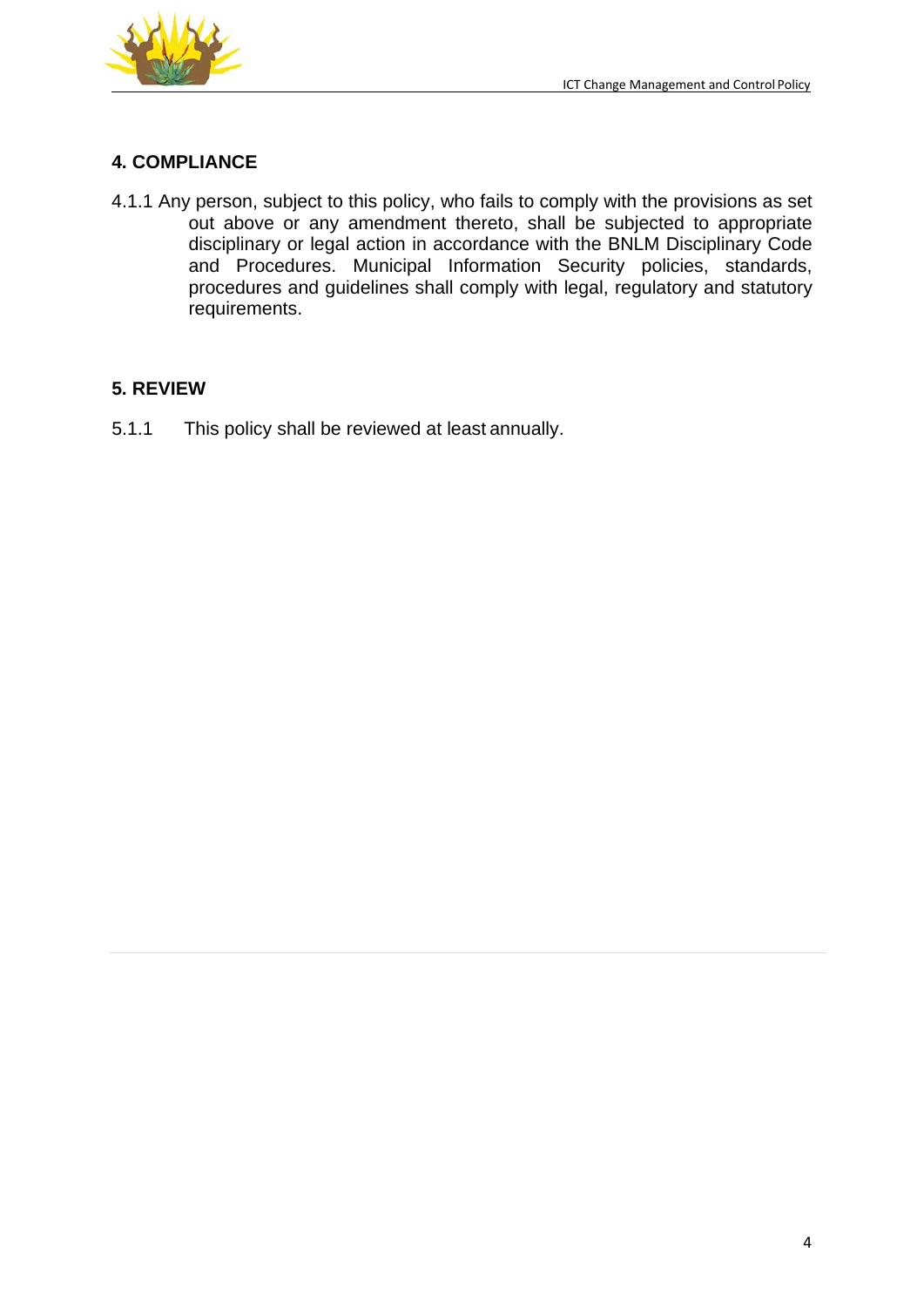## 4. COMPLIANCE

4.1.1 Any person, subject to this policy, who fails to comply with the provisions as set out above or any amendment thereto, shall be subjected to appropriate disciplinary or legal action in accordance with the BNLM Disciplinary Code and Procedures. Municipal Information Security policies, standards, procedures and guidelines shall comply with legal, regulatory and statutory requirements.

## 5. REVIEW

5.1.1 This policy shall be reviewed at least annually.